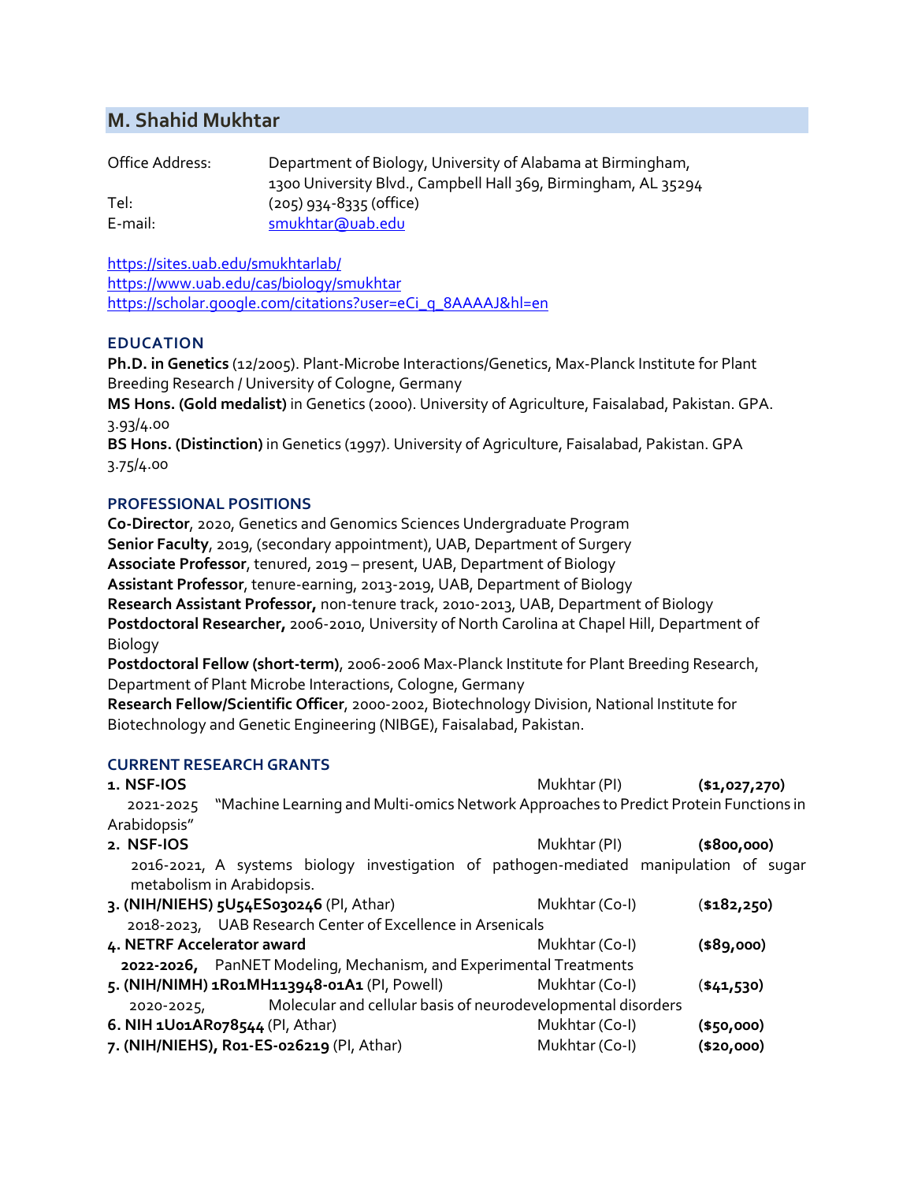# M. Shahid Mukhtar

Office Address: Department of Biology, University of Alabama at Birmingham,
1300 University Blvd., Campbell Hall 369, Birmingham, AL 35294

Tel: (205) 934-8335 (office)

E-mail: smukhtar@uab.edu

https://sites.uab.edu/smukhtarlab/
https://www.uab.edu/cas/biology/smukhtar
https://scholar.google.com/citations?user=eCi_q_8AAAAJ&hl=en

## EDUCATION

**Ph.D. in Genetics** (12/2005). Plant-Microbe Interactions/Genetics, Max-Planck Institute for Plant Breeding Research / University of Cologne, Germany

**MS Hons. (Gold medalist)** in Genetics (2000). University of Agriculture, Faisalabad, Pakistan. GPA. 3.93/4.00

**BS Hons. (Distinction)** in Genetics (1997). University of Agriculture, Faisalabad, Pakistan. GPA 3.75/4.00

## PROFESSIONAL POSITIONS

**Co-Director**, 2020, Genetics and Genomics Sciences Undergraduate Program

**Senior Faculty**, 2019, (secondary appointment), UAB, Department of Surgery

**Associate Professor**, tenured, 2019 – present, UAB, Department of Biology

**Assistant Professor**, tenure-earning, 2013-2019, UAB, Department of Biology

**Research Assistant Professor,** non-tenure track, 2010-2013, UAB, Department of Biology

**Postdoctoral Researcher,** 2006-2010, University of North Carolina at Chapel Hill, Department of Biology

**Postdoctoral Fellow (short-term)**, 2006-2006 Max-Planck Institute for Plant Breeding Research, Department of Plant Microbe Interactions, Cologne, Germany

**Research Fellow/Scientific Officer**, 2000-2002, Biotechnology Division, National Institute for Biotechnology and Genetic Engineering (NIBGE), Faisalabad, Pakistan.

## CURRENT RESEARCH GRANTS

1. **NSF-IOS** — Mukhtar (PI) — **($1,027,270)**
   2021-2025 "Machine Learning and Multi-omics Network Approaches to Predict Protein Functions in Arabidopsis"
2. **NSF-IOS** — Mukhtar (PI) — **($800,000)**
   2016-2021, A systems biology investigation of pathogen-mediated manipulation of sugar metabolism in Arabidopsis.
3. **(NIH/NIEHS) 5U54ES030246** (PI, Athar) — Mukhtar (Co-I) — (**$182,250)**
   2018-2023, UAB Research Center of Excellence in Arsenicals
4. **NETRF Accelerator award** — Mukhtar (Co-I) — **($89,000)**
   **2022-2026,** PanNET Modeling, Mechanism, and Experimental Treatments
5. **(NIH/NIMH) 1R01MH113948-01A1** (PI, Powell) — Mukhtar (Co-I) — (**$41,530)**
   2020-2025, Molecular and cellular basis of neurodevelopmental disorders
6. **NIH 1U01AR078544** (PI, Athar) — Mukhtar (Co-I) — **($50,000)**
7. **(NIH/NIEHS), R01-ES-026219** (PI, Athar) — Mukhtar (Co-I) — **($20,000)**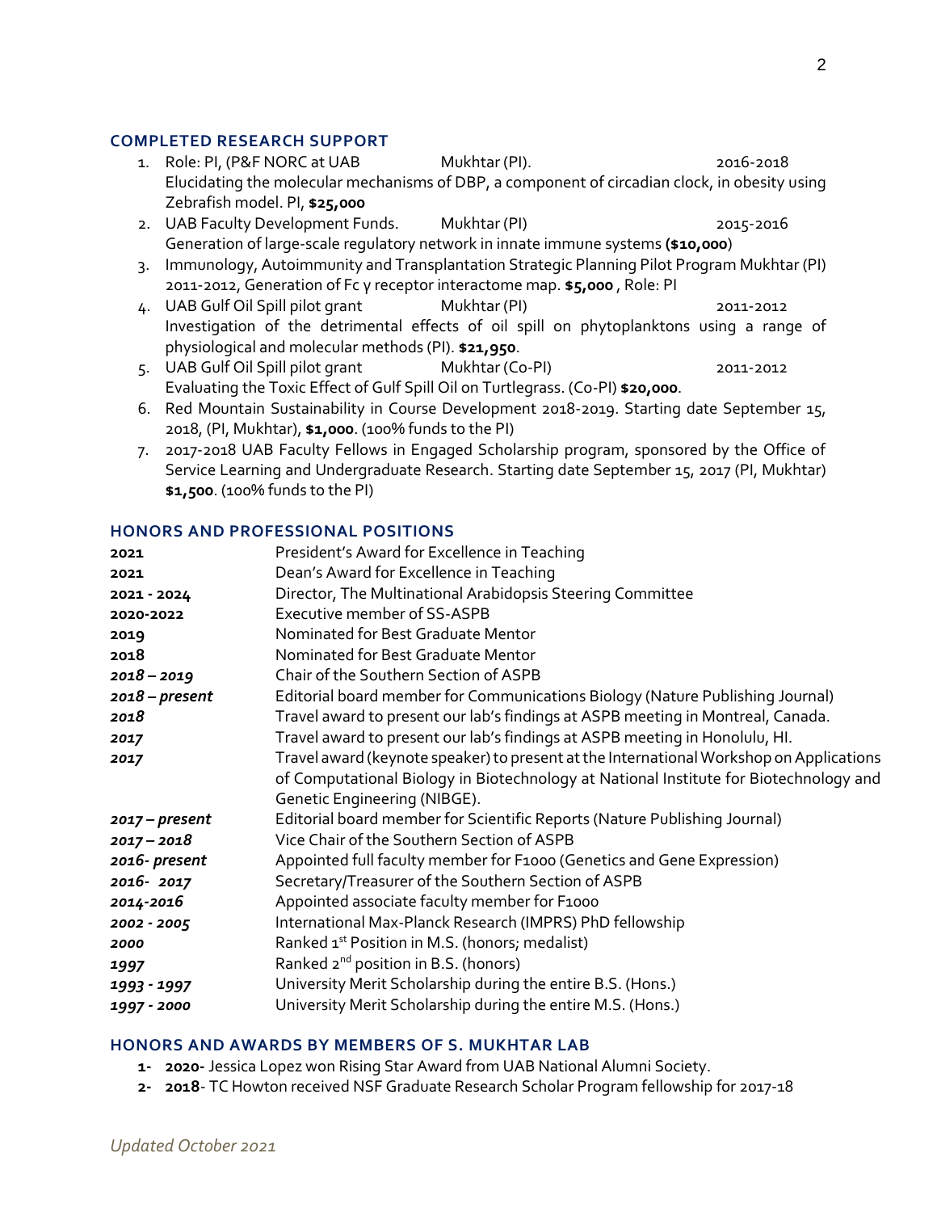## COMPLETED RESEARCH SUPPORT

1. Role: PI, (P&F NORC at UAB Mukhtar (PI). 2016-2018
   Elucidating the molecular mechanisms of DBP, a component of circadian clock, in obesity using Zebrafish model. PI, **$25,000**
2. UAB Faculty Development Funds. Mukhtar (PI) 2015-2016
   Generation of large-scale regulatory network in innate immune systems **($10,000)**
3. Immunology, Autoimmunity and Transplantation Strategic Planning Pilot Program Mukhtar (PI) 2011-2012, Generation of Fc γ receptor interactome map. **$5,000** , Role: PI
4. UAB Gulf Oil Spill pilot grant Mukhtar (PI) 2011-2012
   Investigation of the detrimental effects of oil spill on phytoplanktons using a range of physiological and molecular methods (PI). **$21,950**.
5. UAB Gulf Oil Spill pilot grant Mukhtar (Co-PI) 2011-2012
   Evaluating the Toxic Effect of Gulf Spill Oil on Turtlegrass. (Co-PI) **$20,000**.
6. Red Mountain Sustainability in Course Development 2018-2019. Starting date September 15, 2018, (PI, Mukhtar), **$1,000**. (100% funds to the PI)
7. 2017-2018 UAB Faculty Fellows in Engaged Scholarship program, sponsored by the Office of Service Learning and Undergraduate Research. Starting date September 15, 2017 (PI, Mukhtar) **$1,500**. (100% funds to the PI)

## HONORS AND PROFESSIONAL POSITIONS

| | |
|---|---|
| **2021** | President's Award for Excellence in Teaching |
| **2021** | Dean's Award for Excellence in Teaching |
| **2021 - 2024** | Director, The Multinational Arabidopsis Steering Committee |
| **2020-2022** | Executive member of SS-ASPB |
| **2019** | Nominated for Best Graduate Mentor |
| **2018** | Nominated for Best Graduate Mentor |
| ***2018 – 2019*** | Chair of the Southern Section of ASPB |
| ***2018 – present*** | Editorial board member for Communications Biology (Nature Publishing Journal) |
| ***2018*** | Travel award to present our lab's findings at ASPB meeting in Montreal, Canada. |
| ***2017*** | Travel award to present our lab's findings at ASPB meeting in Honolulu, HI. |
| ***2017*** | Travel award (keynote speaker) to present at the International Workshop on Applications of Computational Biology in Biotechnology at National Institute for Biotechnology and Genetic Engineering (NIBGE). |
| ***2017 – present*** | Editorial board member for Scientific Reports (Nature Publishing Journal) |
| ***2017 – 2018*** | Vice Chair of the Southern Section of ASPB |
| ***2016- present*** | Appointed full faculty member for F1000 (Genetics and Gene Expression) |
| ***2016- 2017*** | Secretary/Treasurer of the Southern Section of ASPB |
| ***2014-2016*** | Appointed associate faculty member for F1000 |
| ***2002 - 2005*** | International Max-Planck Research (IMPRS) PhD fellowship |
| ***2000*** | Ranked 1st Position in M.S. (honors; medalist) |
| ***1997*** | Ranked 2nd position in B.S. (honors) |
| ***1993 - 1997*** | University Merit Scholarship during the entire B.S. (Hons.) |
| ***1997 - 2000*** | University Merit Scholarship during the entire M.S. (Hons.) |

## HONORS AND AWARDS BY MEMBERS OF S. MUKHTAR LAB

1- **2020-** Jessica Lopez won Rising Star Award from UAB National Alumni Society.
2- **2018**- TC Howton received NSF Graduate Research Scholar Program fellowship for 2017-18

*Updated October 2021*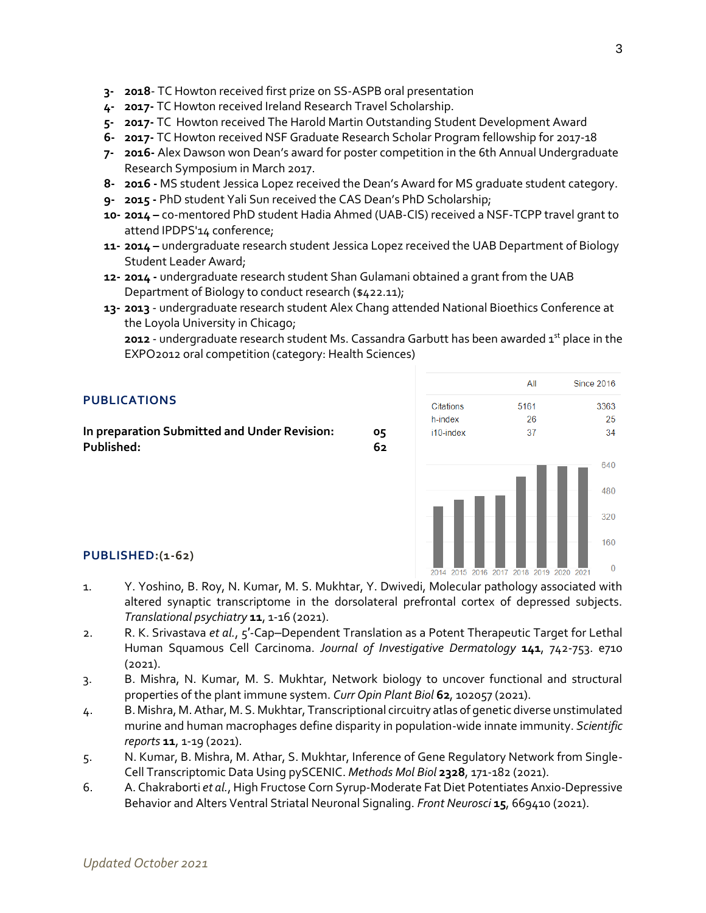3- **2018**- TC Howton received first prize on SS-ASPB oral presentation
4- **2017-** TC Howton received Ireland Research Travel Scholarship.
5- **2017-** TC Howton received The Harold Martin Outstanding Student Development Award
6- **2017-** TC Howton received NSF Graduate Research Scholar Program fellowship for 2017-18
7- **2016-** Alex Dawson won Dean's award for poster competition in the 6th Annual Undergraduate Research Symposium in March 2017.
8- **2016 -** MS student Jessica Lopez received the Dean's Award for MS graduate student category.
9- **2015 -** PhD student Yali Sun received the CAS Dean's PhD Scholarship;
10- **2014 –** co-mentored PhD student Hadia Ahmed (UAB-CIS) received a NSF-TCPP travel grant to attend IPDPS'14 conference;
11- **2014 –** undergraduate research student Jessica Lopez received the UAB Department of Biology Student Leader Award;
12- **2014 -** undergraduate research student Shan Gulamani obtained a grant from the UAB Department of Biology to conduct research ($422.11);
13- **2013** - undergraduate research student Alex Chang attended National Bioethics Conference at the Loyola University in Chicago;
**2012** - undergraduate research student Ms. Cassandra Garbutt has been awarded 1st place in the EXPO2012 oral competition (category: Health Sciences)

## PUBLICATIONS

**In preparation Submitted and Under Revision: 05**
**Published: 62**

| | All | Since 2016 |
|---|---|---|
| Citations | 5161 | 3363 |
| h-index | 26 | 25 |
| i10-index | 37 | 34 |

## PUBLISHED:(1-62)

1. Y. Yoshino, B. Roy, N. Kumar, M. S. Mukhtar, Y. Dwivedi, Molecular pathology associated with altered synaptic transcriptome in the dorsolateral prefrontal cortex of depressed subjects. *Translational psychiatry* **11**, 1-16 (2021).
2. R. K. Srivastava *et al.*, 5′-Cap–Dependent Translation as a Potent Therapeutic Target for Lethal Human Squamous Cell Carcinoma. *Journal of Investigative Dermatology* **141**, 742-753. e710 (2021).
3. B. Mishra, N. Kumar, M. S. Mukhtar, Network biology to uncover functional and structural properties of the plant immune system. *Curr Opin Plant Biol* **62**, 102057 (2021).
4. B. Mishra, M. Athar, M. S. Mukhtar, Transcriptional circuitry atlas of genetic diverse unstimulated murine and human macrophages define disparity in population-wide innate immunity. *Scientific reports* **11**, 1-19 (2021).
5. N. Kumar, B. Mishra, M. Athar, S. Mukhtar, Inference of Gene Regulatory Network from Single-Cell Transcriptomic Data Using pySCENIC. *Methods Mol Biol* **2328**, 171-182 (2021).
6. A. Chakraborti *et al.*, High Fructose Corn Syrup-Moderate Fat Diet Potentiates Anxio-Depressive Behavior and Alters Ventral Striatal Neuronal Signaling. *Front Neurosci* **15**, 669410 (2021).

*Updated October 2021*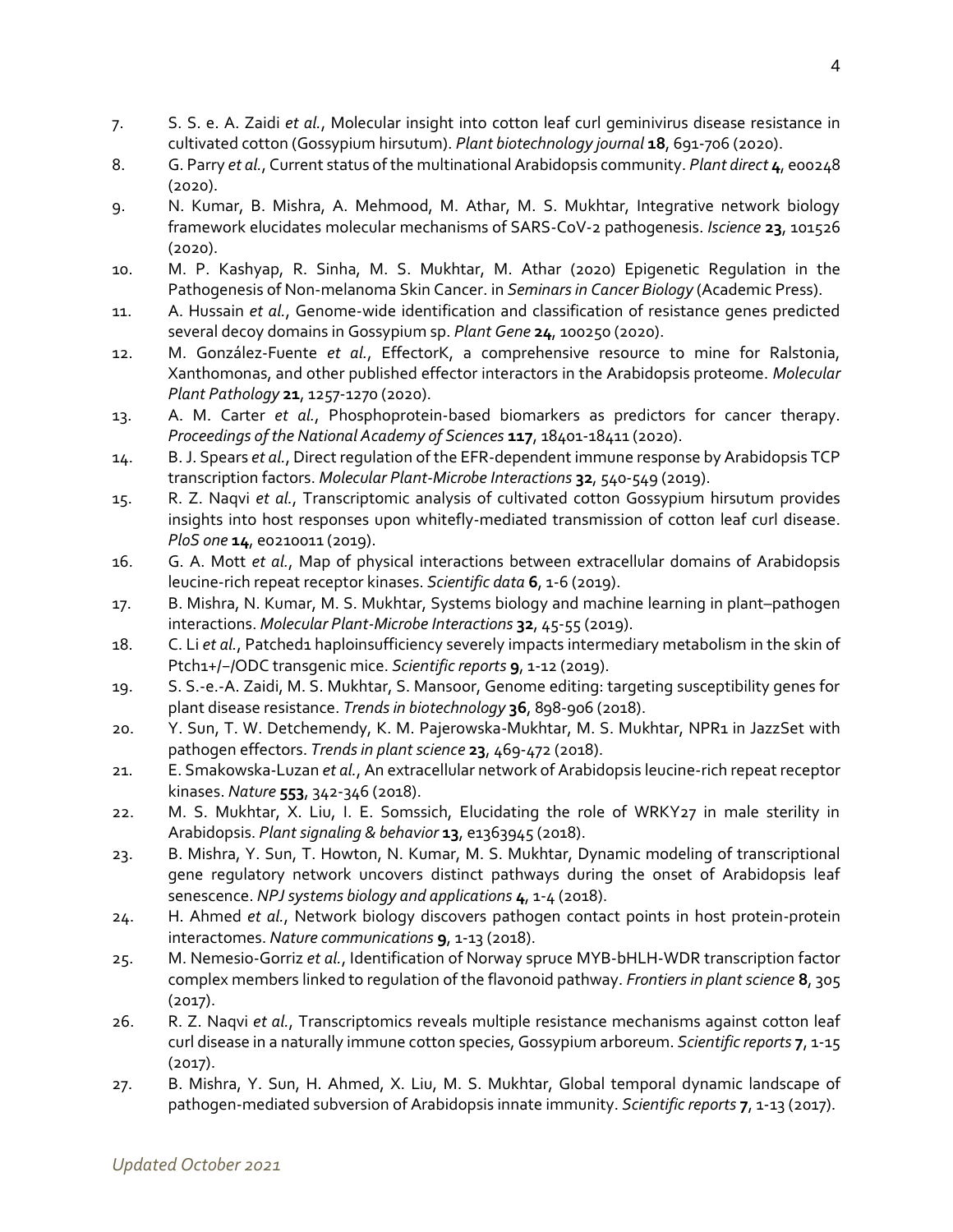7. S. S. e. A. Zaidi *et al.*, Molecular insight into cotton leaf curl geminivirus disease resistance in cultivated cotton (Gossypium hirsutum). *Plant biotechnology journal* **18**, 691-706 (2020).
8. G. Parry *et al.*, Current status of the multinational Arabidopsis community. *Plant direct* **4**, e00248 (2020).
9. N. Kumar, B. Mishra, A. Mehmood, M. Athar, M. S. Mukhtar, Integrative network biology framework elucidates molecular mechanisms of SARS-CoV-2 pathogenesis. *Iscience* **23**, 101526 (2020).
10. M. P. Kashyap, R. Sinha, M. S. Mukhtar, M. Athar (2020) Epigenetic Regulation in the Pathogenesis of Non-melanoma Skin Cancer. in *Seminars in Cancer Biology* (Academic Press).
11. A. Hussain *et al.*, Genome-wide identification and classification of resistance genes predicted several decoy domains in Gossypium sp. *Plant Gene* **24**, 100250 (2020).
12. M. González-Fuente *et al.*, EffectorK, a comprehensive resource to mine for Ralstonia, Xanthomonas, and other published effector interactors in the Arabidopsis proteome. *Molecular Plant Pathology* **21**, 1257-1270 (2020).
13. A. M. Carter *et al.*, Phosphoprotein-based biomarkers as predictors for cancer therapy. *Proceedings of the National Academy of Sciences* **117**, 18401-18411 (2020).
14. B. J. Spears *et al.*, Direct regulation of the EFR-dependent immune response by Arabidopsis TCP transcription factors. *Molecular Plant-Microbe Interactions* **32**, 540-549 (2019).
15. R. Z. Naqvi *et al.*, Transcriptomic analysis of cultivated cotton Gossypium hirsutum provides insights into host responses upon whitefly-mediated transmission of cotton leaf curl disease. *PloS one* **14**, e0210011 (2019).
16. G. A. Mott *et al.*, Map of physical interactions between extracellular domains of Arabidopsis leucine-rich repeat receptor kinases. *Scientific data* **6**, 1-6 (2019).
17. B. Mishra, N. Kumar, M. S. Mukhtar, Systems biology and machine learning in plant–pathogen interactions. *Molecular Plant-Microbe Interactions* **32**, 45-55 (2019).
18. C. Li *et al.*, Patched1 haploinsufficiency severely impacts intermediary metabolism in the skin of Ptch1+/−/ODC transgenic mice. *Scientific reports* **9**, 1-12 (2019).
19. S. S.-e.-A. Zaidi, M. S. Mukhtar, S. Mansoor, Genome editing: targeting susceptibility genes for plant disease resistance. *Trends in biotechnology* **36**, 898-906 (2018).
20. Y. Sun, T. W. Detchemendy, K. M. Pajerowska-Mukhtar, M. S. Mukhtar, NPR1 in JazzSet with pathogen effectors. *Trends in plant science* **23**, 469-472 (2018).
21. E. Smakowska-Luzan *et al.*, An extracellular network of Arabidopsis leucine-rich repeat receptor kinases. *Nature* **553**, 342-346 (2018).
22. M. S. Mukhtar, X. Liu, I. E. Somssich, Elucidating the role of WRKY27 in male sterility in Arabidopsis. *Plant signaling & behavior* **13**, e1363945 (2018).
23. B. Mishra, Y. Sun, T. Howton, N. Kumar, M. S. Mukhtar, Dynamic modeling of transcriptional gene regulatory network uncovers distinct pathways during the onset of Arabidopsis leaf senescence. *NPJ systems biology and applications* **4**, 1-4 (2018).
24. H. Ahmed *et al.*, Network biology discovers pathogen contact points in host protein-protein interactomes. *Nature communications* **9**, 1-13 (2018).
25. M. Nemesio-Gorriz *et al.*, Identification of Norway spruce MYB-bHLH-WDR transcription factor complex members linked to regulation of the flavonoid pathway. *Frontiers in plant science* **8**, 305 (2017).
26. R. Z. Naqvi *et al.*, Transcriptomics reveals multiple resistance mechanisms against cotton leaf curl disease in a naturally immune cotton species, Gossypium arboreum. *Scientific reports* **7**, 1-15 (2017).
27. B. Mishra, Y. Sun, H. Ahmed, X. Liu, M. S. Mukhtar, Global temporal dynamic landscape of pathogen-mediated subversion of Arabidopsis innate immunity. *Scientific reports* **7**, 1-13 (2017).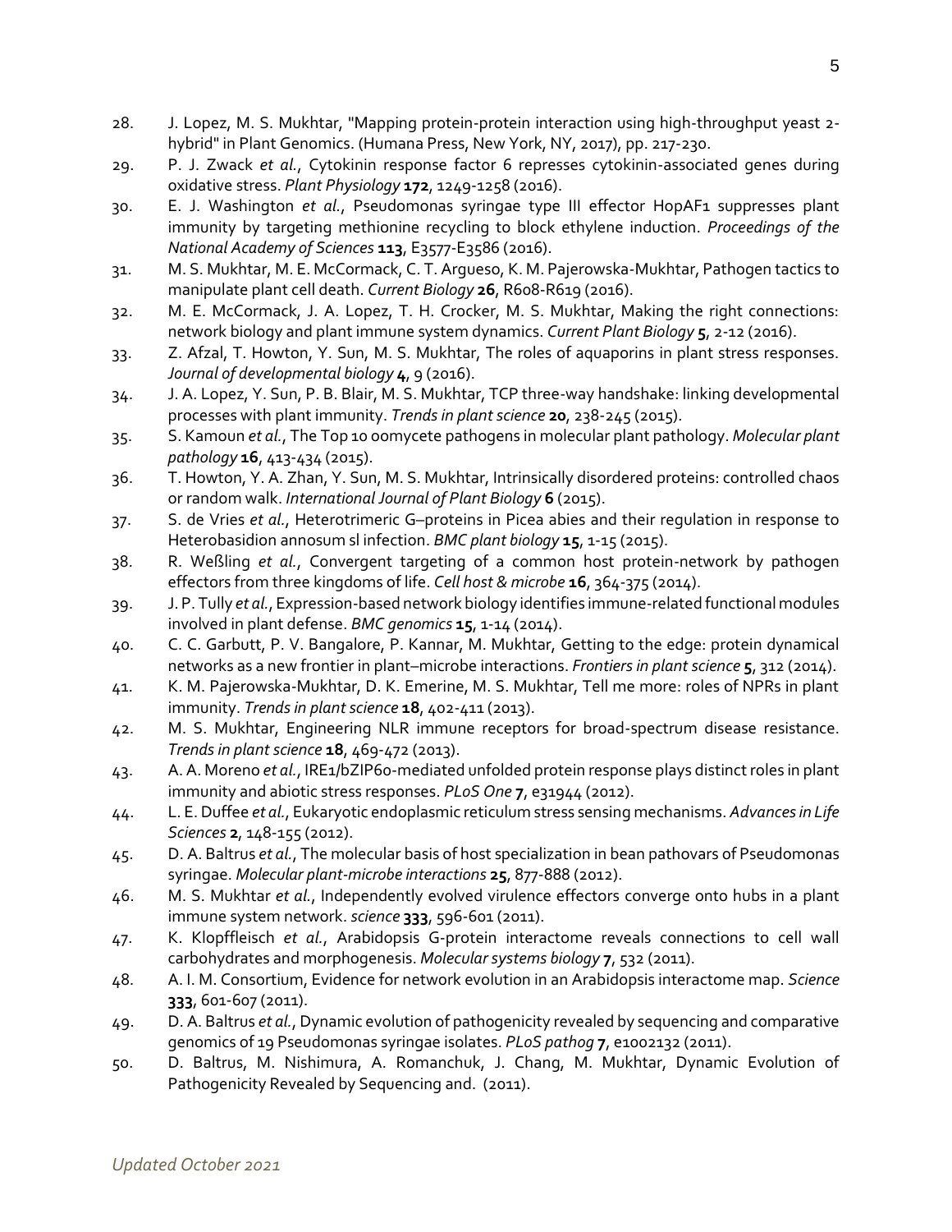28. J. Lopez, M. S. Mukhtar, "Mapping protein-protein interaction using high-throughput yeast 2-hybrid" in Plant Genomics. (Humana Press, New York, NY, 2017), pp. 217-230.
29. P. J. Zwack *et al.*, Cytokinin response factor 6 represses cytokinin-associated genes during oxidative stress. *Plant Physiology* **172**, 1249-1258 (2016).
30. E. J. Washington *et al.*, Pseudomonas syringae type III effector HopAF1 suppresses plant immunity by targeting methionine recycling to block ethylene induction. *Proceedings of the National Academy of Sciences* **113**, E3577-E3586 (2016).
31. M. S. Mukhtar, M. E. McCormack, C. T. Argueso, K. M. Pajerowska-Mukhtar, Pathogen tactics to manipulate plant cell death. *Current Biology* **26**, R608-R619 (2016).
32. M. E. McCormack, J. A. Lopez, T. H. Crocker, M. S. Mukhtar, Making the right connections: network biology and plant immune system dynamics. *Current Plant Biology* **5**, 2-12 (2016).
33. Z. Afzal, T. Howton, Y. Sun, M. S. Mukhtar, The roles of aquaporins in plant stress responses. *Journal of developmental biology* **4**, 9 (2016).
34. J. A. Lopez, Y. Sun, P. B. Blair, M. S. Mukhtar, TCP three-way handshake: linking developmental processes with plant immunity. *Trends in plant science* **20**, 238-245 (2015).
35. S. Kamoun *et al.*, The Top 10 oomycete pathogens in molecular plant pathology. *Molecular plant pathology* **16**, 413-434 (2015).
36. T. Howton, Y. A. Zhan, Y. Sun, M. S. Mukhtar, Intrinsically disordered proteins: controlled chaos or random walk. *International Journal of Plant Biology* **6** (2015).
37. S. de Vries *et al.*, Heterotrimeric G–proteins in Picea abies and their regulation in response to Heterobasidion annosum sl infection. *BMC plant biology* **15**, 1-15 (2015).
38. R. Weßling *et al.*, Convergent targeting of a common host protein-network by pathogen effectors from three kingdoms of life. *Cell host & microbe* **16**, 364-375 (2014).
39. J. P. Tully *et al.*, Expression-based network biology identifies immune-related functional modules involved in plant defense. *BMC genomics* **15**, 1-14 (2014).
40. C. C. Garbutt, P. V. Bangalore, P. Kannar, M. Mukhtar, Getting to the edge: protein dynamical networks as a new frontier in plant–microbe interactions. *Frontiers in plant science* **5**, 312 (2014).
41. K. M. Pajerowska-Mukhtar, D. K. Emerine, M. S. Mukhtar, Tell me more: roles of NPRs in plant immunity. *Trends in plant science* **18**, 402-411 (2013).
42. M. S. Mukhtar, Engineering NLR immune receptors for broad-spectrum disease resistance. *Trends in plant science* **18**, 469-472 (2013).
43. A. A. Moreno *et al.*, IRE1/bZIP60-mediated unfolded protein response plays distinct roles in plant immunity and abiotic stress responses. *PLoS One* **7**, e31944 (2012).
44. L. E. Duffee *et al.*, Eukaryotic endoplasmic reticulum stress sensing mechanisms. *Advances in Life Sciences* **2**, 148-155 (2012).
45. D. A. Baltrus *et al.*, The molecular basis of host specialization in bean pathovars of Pseudomonas syringae. *Molecular plant-microbe interactions* **25**, 877-888 (2012).
46. M. S. Mukhtar *et al.*, Independently evolved virulence effectors converge onto hubs in a plant immune system network. *science* **333**, 596-601 (2011).
47. K. Klopffleisch *et al.*, Arabidopsis G-protein interactome reveals connections to cell wall carbohydrates and morphogenesis. *Molecular systems biology* **7**, 532 (2011).
48. A. I. M. Consortium, Evidence for network evolution in an Arabidopsis interactome map. *Science* **333**, 601-607 (2011).
49. D. A. Baltrus *et al.*, Dynamic evolution of pathogenicity revealed by sequencing and comparative genomics of 19 Pseudomonas syringae isolates. *PLoS pathog* **7**, e1002132 (2011).
50. D. Baltrus, M. Nishimura, A. Romanchuk, J. Chang, M. Mukhtar, Dynamic Evolution of Pathogenicity Revealed by Sequencing and. (2011).

*Updated October 2021*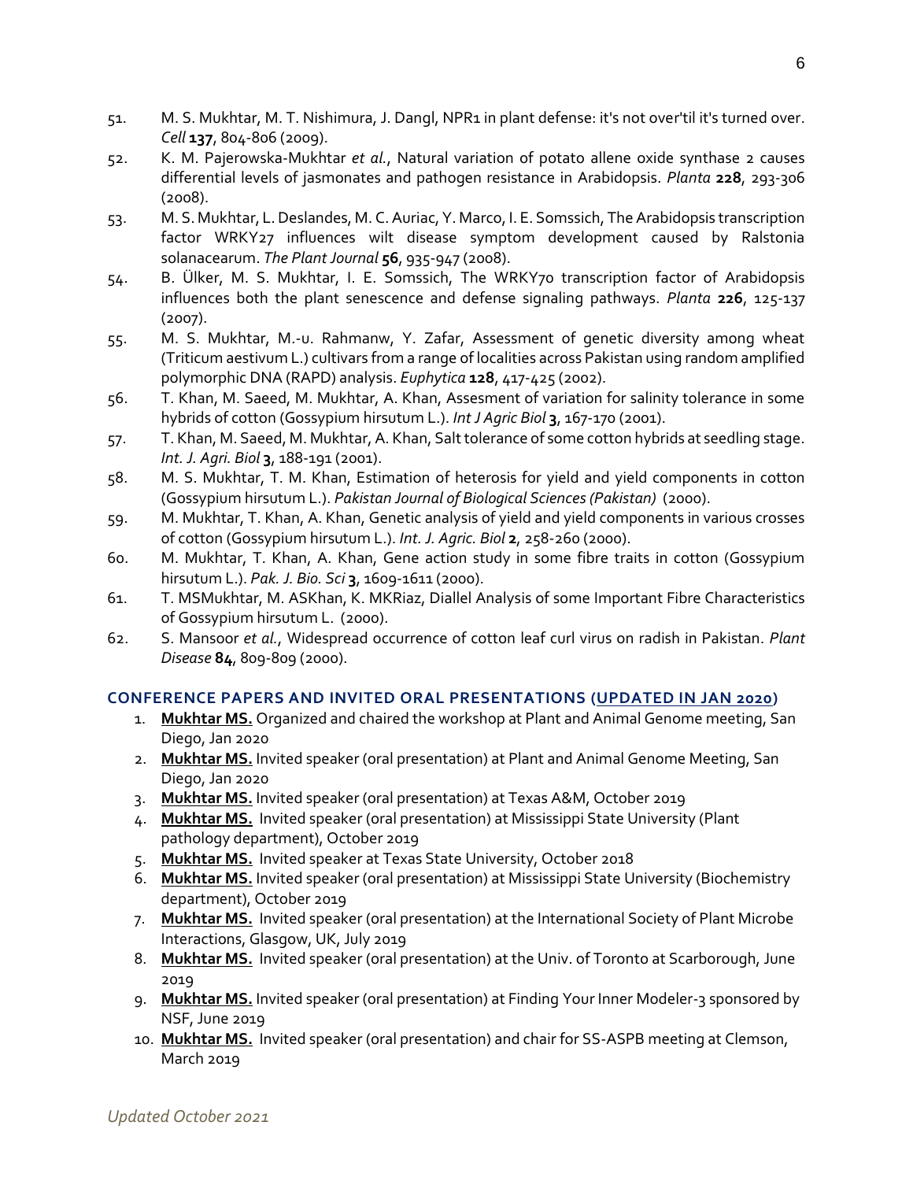51. M. S. Mukhtar, M. T. Nishimura, J. Dangl, NPR1 in plant defense: it's not over'til it's turned over. *Cell* **137**, 804-806 (2009).
52. K. M. Pajerowska-Mukhtar *et al.*, Natural variation of potato allene oxide synthase 2 causes differential levels of jasmonates and pathogen resistance in Arabidopsis. *Planta* **228**, 293-306 (2008).
53. M. S. Mukhtar, L. Deslandes, M. C. Auriac, Y. Marco, I. E. Somssich, The Arabidopsis transcription factor WRKY27 influences wilt disease symptom development caused by Ralstonia solanacearum. *The Plant Journal* **56**, 935-947 (2008).
54. B. Ülker, M. S. Mukhtar, I. E. Somssich, The WRKY70 transcription factor of Arabidopsis influences both the plant senescence and defense signaling pathways. *Planta* **226**, 125-137 (2007).
55. M. S. Mukhtar, M.-u. Rahmanw, Y. Zafar, Assessment of genetic diversity among wheat (Triticum aestivum L.) cultivars from a range of localities across Pakistan using random amplified polymorphic DNA (RAPD) analysis. *Euphytica* **128**, 417-425 (2002).
56. T. Khan, M. Saeed, M. Mukhtar, A. Khan, Assesment of variation for salinity tolerance in some hybrids of cotton (Gossypium hirsutum L.). *Int J Agric Biol* **3**, 167-170 (2001).
57. T. Khan, M. Saeed, M. Mukhtar, A. Khan, Salt tolerance of some cotton hybrids at seedling stage. *Int. J. Agri. Biol* **3**, 188-191 (2001).
58. M. S. Mukhtar, T. M. Khan, Estimation of heterosis for yield and yield components in cotton (Gossypium hirsutum L.). *Pakistan Journal of Biological Sciences (Pakistan)* (2000).
59. M. Mukhtar, T. Khan, A. Khan, Genetic analysis of yield and yield components in various crosses of cotton (Gossypium hirsutum L.). *Int. J. Agric. Biol* **2**, 258-260 (2000).
60. M. Mukhtar, T. Khan, A. Khan, Gene action study in some fibre traits in cotton (Gossypium hirsutum L.). *Pak. J. Bio. Sci* **3**, 1609-1611 (2000).
61. T. MSMukhtar, M. ASKhan, K. MKRiaz, Diallel Analysis of some Important Fibre Characteristics of Gossypium hirsutum L. (2000).
62. S. Mansoor *et al.*, Widespread occurrence of cotton leaf curl virus on radish in Pakistan. *Plant Disease* **84**, 809-809 (2000).

## CONFERENCE PAPERS AND INVITED ORAL PRESENTATIONS (UPDATED IN JAN 2020)

1. **Mukhtar MS.** Organized and chaired the workshop at Plant and Animal Genome meeting, San Diego, Jan 2020
2. **Mukhtar MS.** Invited speaker (oral presentation) at Plant and Animal Genome Meeting, San Diego, Jan 2020
3. **Mukhtar MS.** Invited speaker (oral presentation) at Texas A&M, October 2019
4. **Mukhtar MS.** Invited speaker (oral presentation) at Mississippi State University (Plant pathology department), October 2019
5. **Mukhtar MS.** Invited speaker at Texas State University, October 2018
6. **Mukhtar MS.** Invited speaker (oral presentation) at Mississippi State University (Biochemistry department), October 2019
7. **Mukhtar MS.** Invited speaker (oral presentation) at the International Society of Plant Microbe Interactions, Glasgow, UK, July 2019
8. **Mukhtar MS.** Invited speaker (oral presentation) at the Univ. of Toronto at Scarborough, June 2019
9. **Mukhtar MS.** Invited speaker (oral presentation) at Finding Your Inner Modeler-3 sponsored by NSF, June 2019
10. **Mukhtar MS.** Invited speaker (oral presentation) and chair for SS-ASPB meeting at Clemson, March 2019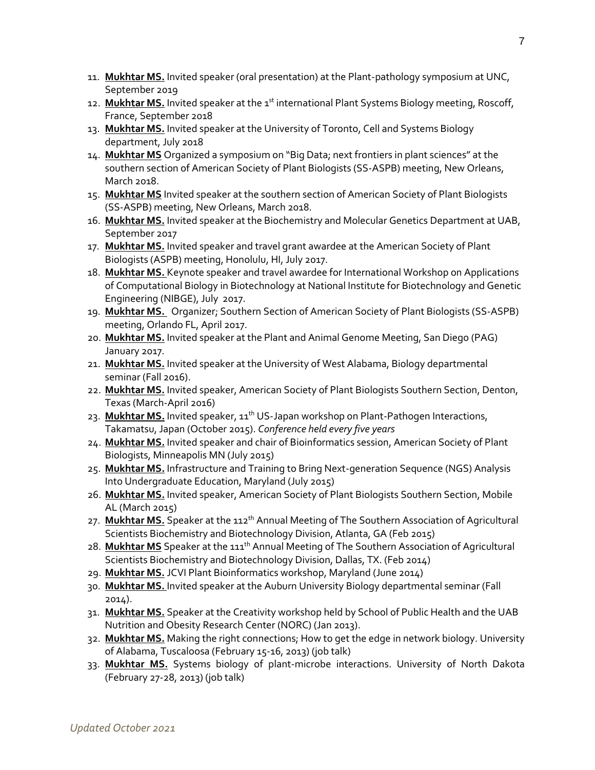11. **Mukhtar MS.** Invited speaker (oral presentation) at the Plant-pathology symposium at UNC, September 2019
12. **Mukhtar MS.** Invited speaker at the 1st international Plant Systems Biology meeting, Roscoff, France, September 2018
13. **Mukhtar MS.** Invited speaker at the University of Toronto, Cell and Systems Biology department, July 2018
14. **Mukhtar MS** Organized a symposium on "Big Data; next frontiers in plant sciences" at the southern section of American Society of Plant Biologists (SS-ASPB) meeting, New Orleans, March 2018.
15. **Mukhtar MS** Invited speaker at the southern section of American Society of Plant Biologists (SS-ASPB) meeting, New Orleans, March 2018.
16. **Mukhtar MS.** Invited speaker at the Biochemistry and Molecular Genetics Department at UAB, September 2017
17. **Mukhtar MS.** Invited speaker and travel grant awardee at the American Society of Plant Biologists (ASPB) meeting, Honolulu, HI, July 2017.
18. **Mukhtar MS.** Keynote speaker and travel awardee for International Workshop on Applications of Computational Biology in Biotechnology at National Institute for Biotechnology and Genetic Engineering (NIBGE), July 2017.
19. **Mukhtar MS.** Organizer; Southern Section of American Society of Plant Biologists (SS-ASPB) meeting, Orlando FL, April 2017.
20. **Mukhtar MS.** Invited speaker at the Plant and Animal Genome Meeting, San Diego (PAG) January 2017.
21. **Mukhtar MS.** Invited speaker at the University of West Alabama, Biology departmental seminar (Fall 2016).
22. **Mukhtar MS.** Invited speaker, American Society of Plant Biologists Southern Section, Denton, Texas (March-April 2016)
23. **Mukhtar MS.** Invited speaker, 11th US-Japan workshop on Plant-Pathogen Interactions, Takamatsu, Japan (October 2015). *Conference held every five years*
24. **Mukhtar MS.** Invited speaker and chair of Bioinformatics session, American Society of Plant Biologists, Minneapolis MN (July 2015)
25. **Mukhtar MS.** Infrastructure and Training to Bring Next-generation Sequence (NGS) Analysis Into Undergraduate Education, Maryland (July 2015)
26. **Mukhtar MS.** Invited speaker, American Society of Plant Biologists Southern Section, Mobile AL (March 2015)
27. **Mukhtar MS.** Speaker at the 112th Annual Meeting of The Southern Association of Agricultural Scientists Biochemistry and Biotechnology Division, Atlanta, GA (Feb 2015)
28. **Mukhtar MS** Speaker at the 111th Annual Meeting of The Southern Association of Agricultural Scientists Biochemistry and Biotechnology Division, Dallas, TX. (Feb 2014)
29. **Mukhtar MS.** JCVI Plant Bioinformatics workshop, Maryland (June 2014)
30. **Mukhtar MS.** Invited speaker at the Auburn University Biology departmental seminar (Fall 2014).
31. **Mukhtar MS.** Speaker at the Creativity workshop held by School of Public Health and the UAB Nutrition and Obesity Research Center (NORC) (Jan 2013).
32. **Mukhtar MS.** Making the right connections; How to get the edge in network biology. University of Alabama, Tuscaloosa (February 15-16, 2013) (job talk)
33. **Mukhtar MS.** Systems biology of plant-microbe interactions. University of North Dakota (February 27-28, 2013) (job talk)

*Updated October 2021*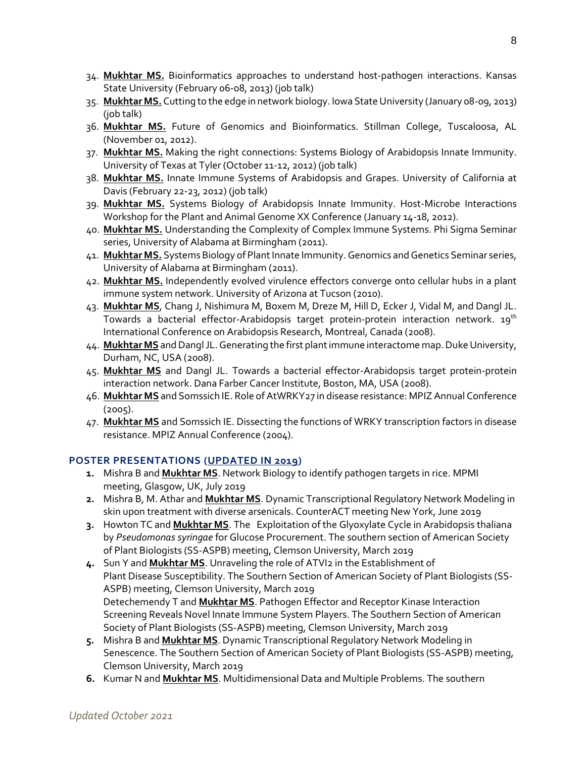34. **Mukhtar MS.** Bioinformatics approaches to understand host-pathogen interactions. Kansas State University (February 06-08, 2013) (job talk)
35. **Mukhtar MS.** Cutting to the edge in network biology. Iowa State University (January 08-09, 2013) (job talk)
36. **Mukhtar MS.** Future of Genomics and Bioinformatics. Stillman College, Tuscaloosa, AL (November 01, 2012).
37. **Mukhtar MS.** Making the right connections: Systems Biology of Arabidopsis Innate Immunity. University of Texas at Tyler (October 11-12, 2012) (job talk)
38. **Mukhtar MS.** Innate Immune Systems of Arabidopsis and Grapes. University of California at Davis (February 22-23, 2012) (job talk)
39. **Mukhtar MS.** Systems Biology of Arabidopsis Innate Immunity. Host-Microbe Interactions Workshop for the Plant and Animal Genome XX Conference (January 14-18, 2012).
40. **Mukhtar MS.** Understanding the Complexity of Complex Immune Systems. Phi Sigma Seminar series, University of Alabama at Birmingham (2011).
41. **Mukhtar MS.** Systems Biology of Plant Innate Immunity. Genomics and Genetics Seminar series, University of Alabama at Birmingham (2011).
42. **Mukhtar MS.** Independently evolved virulence effectors converge onto cellular hubs in a plant immune system network. University of Arizona at Tucson (2010).
43. **Mukhtar MS**, Chang J, Nishimura M, Boxem M, Dreze M, Hill D, Ecker J, Vidal M, and Dangl JL. Towards a bacterial effector-Arabidopsis target protein-protein interaction network. 19th International Conference on Arabidopsis Research, Montreal, Canada (2008).
44. **Mukhtar MS** and Dangl JL. Generating the first plant immune interactome map. Duke University, Durham, NC, USA (2008).
45. **Mukhtar MS** and Dangl JL. Towards a bacterial effector-Arabidopsis target protein-protein interaction network. Dana Farber Cancer Institute, Boston, MA, USA (2008).
46. **Mukhtar MS** and Somssich IE. Role of AtWRKY27 in disease resistance: MPIZ Annual Conference (2005).
47. **Mukhtar MS** and Somssich IE. Dissecting the functions of WRKY transcription factors in disease resistance. MPIZ Annual Conference (2004).

### POSTER PRESENTATIONS (UPDATED IN 2019)

1. Mishra B and **Mukhtar MS**. Network Biology to identify pathogen targets in rice. MPMI meeting, Glasgow, UK, July 2019
2. Mishra B, M. Athar and **Mukhtar MS**. Dynamic Transcriptional Regulatory Network Modeling in skin upon treatment with diverse arsenicals. CounterACT meeting New York, June 2019
3. Howton TC and **Mukhtar MS**. The Exploitation of the Glyoxylate Cycle in Arabidopsis thaliana by *Pseudomonas syringae* for Glucose Procurement. The southern section of American Society of Plant Biologists (SS-ASPB) meeting, Clemson University, March 2019
4. Sun Y and **Mukhtar MS**. Unraveling the role of ATVI2 in the Establishment of Plant Disease Susceptibility. The Southern Section of American Society of Plant Biologists (SS-ASPB) meeting, Clemson University, March 2019
   Detechemendy T and **Mukhtar MS**. Pathogen Effector and Receptor Kinase Interaction Screening Reveals Novel Innate Immune System Players. The Southern Section of American Society of Plant Biologists (SS-ASPB) meeting, Clemson University, March 2019
5. Mishra B and **Mukhtar MS**. Dynamic Transcriptional Regulatory Network Modeling in Senescence. The Southern Section of American Society of Plant Biologists (SS-ASPB) meeting, Clemson University, March 2019
6. Kumar N and **Mukhtar MS**. Multidimensional Data and Multiple Problems. The southern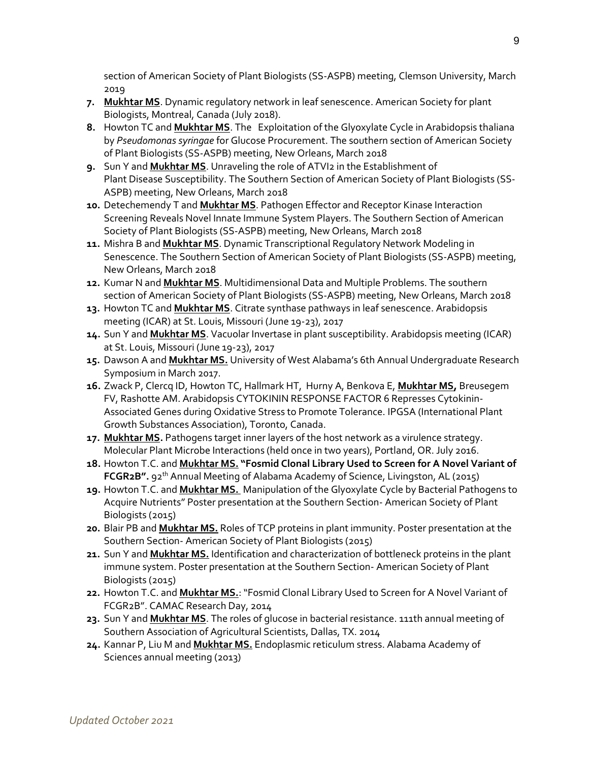section of American Society of Plant Biologists (SS-ASPB) meeting, Clemson University, March 2019

7. **Mukhtar MS**. Dynamic regulatory network in leaf senescence. American Society for plant Biologists, Montreal, Canada (July 2018).
8. Howton TC and **Mukhtar MS**. The Exploitation of the Glyoxylate Cycle in Arabidopsis thaliana by *Pseudomonas syringae* for Glucose Procurement. The southern section of American Society of Plant Biologists (SS-ASPB) meeting, New Orleans, March 2018
9. Sun Y and **Mukhtar MS**. Unraveling the role of ATVI2 in the Establishment of Plant Disease Susceptibility. The Southern Section of American Society of Plant Biologists (SS-ASPB) meeting, New Orleans, March 2018
10. Detechemendy T and **Mukhtar MS**. Pathogen Effector and Receptor Kinase Interaction Screening Reveals Novel Innate Immune System Players. The Southern Section of American Society of Plant Biologists (SS-ASPB) meeting, New Orleans, March 2018
11. Mishra B and **Mukhtar MS**. Dynamic Transcriptional Regulatory Network Modeling in Senescence. The Southern Section of American Society of Plant Biologists (SS-ASPB) meeting, New Orleans, March 2018
12. Kumar N and **Mukhtar MS**. Multidimensional Data and Multiple Problems. The southern section of American Society of Plant Biologists (SS-ASPB) meeting, New Orleans, March 2018
13. Howton TC and **Mukhtar MS**. Citrate synthase pathways in leaf senescence. Arabidopsis meeting (ICAR) at St. Louis, Missouri (June 19-23), 2017
14. Sun Y and **Mukhtar MS**. Vacuolar Invertase in plant susceptibility. Arabidopsis meeting (ICAR) at St. Louis, Missouri (June 19-23), 2017
15. Dawson A and **Mukhtar MS.** University of West Alabama's 6th Annual Undergraduate Research Symposium in March 2017.
16. Zwack P, Clercq ID, Howton TC, Hallmark HT, Hurny A, Benkova E, **Mukhtar MS,** Breusegem FV, Rashotte AM. Arabidopsis CYTOKININ RESPONSE FACTOR 6 Represses Cytokinin-Associated Genes during Oxidative Stress to Promote Tolerance. IPGSA (International Plant Growth Substances Association), Toronto, Canada.
17. **Mukhtar MS.** Pathogens target inner layers of the host network as a virulence strategy. Molecular Plant Microbe Interactions (held once in two years), Portland, OR. July 2016.
18. Howton T.C. and **Mukhtar MS. "Fosmid Clonal Library Used to Screen for A Novel Variant of FCGR2B".** 92th Annual Meeting of Alabama Academy of Science, Livingston, AL (2015)
19. Howton T.C. and **Mukhtar MS.** Manipulation of the Glyoxylate Cycle by Bacterial Pathogens to Acquire Nutrients" Poster presentation at the Southern Section- American Society of Plant Biologists (2015)
20. Blair PB and **Mukhtar MS.** Roles of TCP proteins in plant immunity. Poster presentation at the Southern Section- American Society of Plant Biologists (2015)
21. Sun Y and **Mukhtar MS.** Identification and characterization of bottleneck proteins in the plant immune system. Poster presentation at the Southern Section- American Society of Plant Biologists (2015)
22. Howton T.C. and **Mukhtar MS.**: "Fosmid Clonal Library Used to Screen for A Novel Variant of FCGR2B". CAMAC Research Day, 2014
23. Sun Y and **Mukhtar MS**. The roles of glucose in bacterial resistance. 111th annual meeting of Southern Association of Agricultural Scientists, Dallas, TX. 2014
24. Kannar P, Liu M and **Mukhtar MS.** Endoplasmic reticulum stress. Alabama Academy of Sciences annual meeting (2013)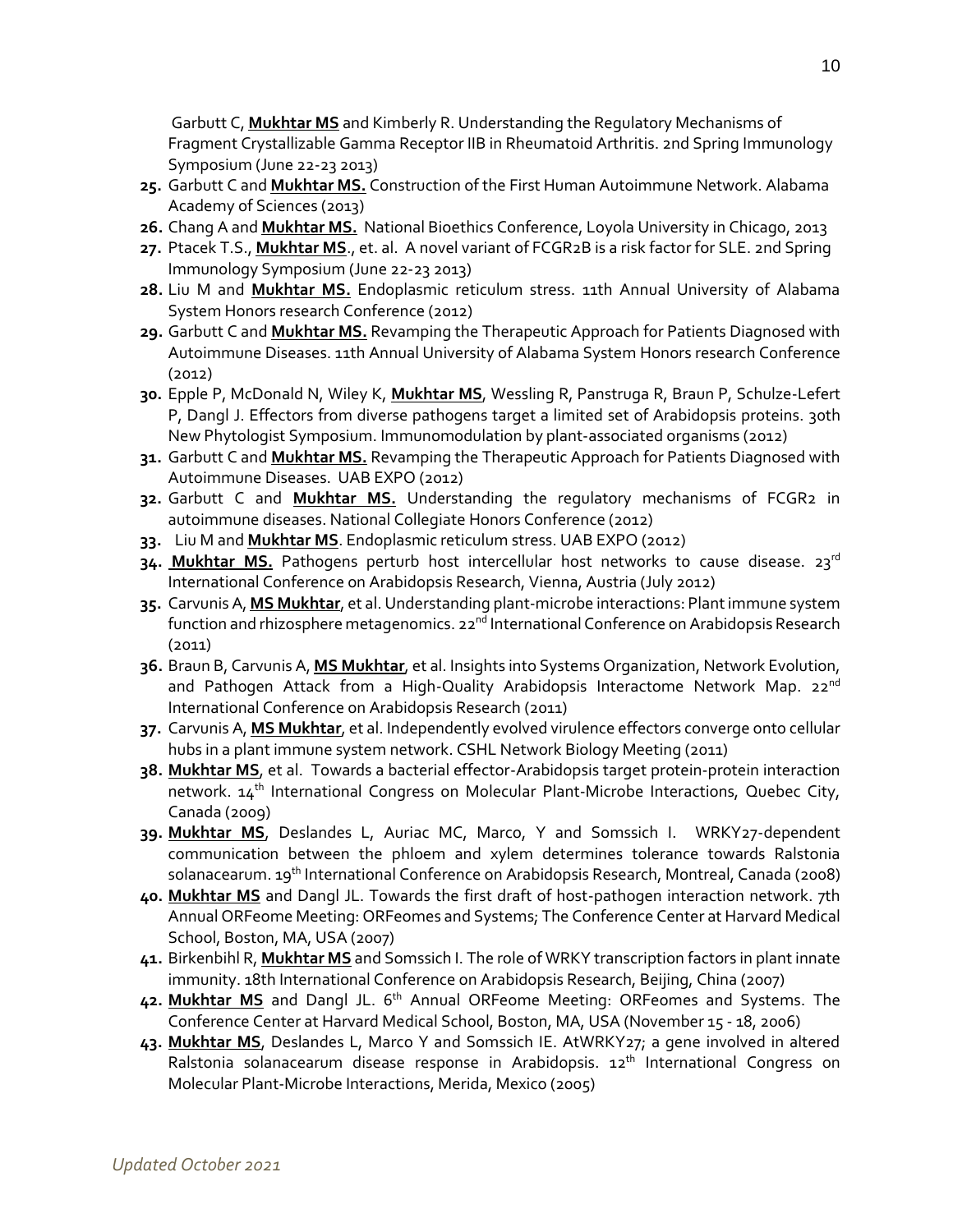Garbutt C, **Mukhtar MS** and Kimberly R. Understanding the Regulatory Mechanisms of Fragment Crystallizable Gamma Receptor IIB in Rheumatoid Arthritis. 2nd Spring Immunology Symposium (June 22-23 2013)

25. Garbutt C and **Mukhtar MS.** Construction of the First Human Autoimmune Network. Alabama Academy of Sciences (2013)
26. Chang A and **Mukhtar MS.** National Bioethics Conference, Loyola University in Chicago, 2013
27. Ptacek T.S., **Mukhtar MS**., et. al. A novel variant of FCGR2B is a risk factor for SLE. 2nd Spring Immunology Symposium (June 22-23 2013)
28. Liu M and **Mukhtar MS.** Endoplasmic reticulum stress. 11th Annual University of Alabama System Honors research Conference (2012)
29. Garbutt C and **Mukhtar MS.** Revamping the Therapeutic Approach for Patients Diagnosed with Autoimmune Diseases. 11th Annual University of Alabama System Honors research Conference (2012)
30. Epple P, McDonald N, Wiley K, **Mukhtar MS**, Wessling R, Panstruga R, Braun P, Schulze-Lefert P, Dangl J. Effectors from diverse pathogens target a limited set of Arabidopsis proteins. 30th New Phytologist Symposium. Immunomodulation by plant-associated organisms (2012)
31. Garbutt C and **Mukhtar MS.** Revamping the Therapeutic Approach for Patients Diagnosed with Autoimmune Diseases. UAB EXPO (2012)
32. Garbutt C and **Mukhtar MS.** Understanding the regulatory mechanisms of FCGR2 in autoimmune diseases. National Collegiate Honors Conference (2012)
33. Liu M and **Mukhtar MS**. Endoplasmic reticulum stress. UAB EXPO (2012)
34. **Mukhtar MS.** Pathogens perturb host intercellular host networks to cause disease. 23rd International Conference on Arabidopsis Research, Vienna, Austria (July 2012)
35. Carvunis A, **MS Mukhtar**, et al. Understanding plant-microbe interactions: Plant immune system function and rhizosphere metagenomics. 22nd International Conference on Arabidopsis Research (2011)
36. Braun B, Carvunis A, **MS Mukhtar**, et al. Insights into Systems Organization, Network Evolution, and Pathogen Attack from a High-Quality Arabidopsis Interactome Network Map. 22nd International Conference on Arabidopsis Research (2011)
37. Carvunis A, **MS Mukhtar**, et al. Independently evolved virulence effectors converge onto cellular hubs in a plant immune system network. CSHL Network Biology Meeting (2011)
38. **Mukhtar MS**, et al. Towards a bacterial effector-Arabidopsis target protein-protein interaction network. 14th International Congress on Molecular Plant-Microbe Interactions, Quebec City, Canada (2009)
39. **Mukhtar MS**, Deslandes L, Auriac MC, Marco, Y and Somssich I. WRKY27-dependent communication between the phloem and xylem determines tolerance towards Ralstonia solanacearum. 19th International Conference on Arabidopsis Research, Montreal, Canada (2008)
40. **Mukhtar MS** and Dangl JL. Towards the first draft of host-pathogen interaction network. 7th Annual ORFeome Meeting: ORFeomes and Systems; The Conference Center at Harvard Medical School, Boston, MA, USA (2007)
41. Birkenbihl R, **Mukhtar MS** and Somssich I. The role of WRKY transcription factors in plant innate immunity. 18th International Conference on Arabidopsis Research, Beijing, China (2007)
42. **Mukhtar MS** and Dangl JL. 6th Annual ORFeome Meeting: ORFeomes and Systems. The Conference Center at Harvard Medical School, Boston, MA, USA (November 15 - 18, 2006)
43. **Mukhtar MS**, Deslandes L, Marco Y and Somssich IE. AtWRKY27; a gene involved in altered Ralstonia solanacearum disease response in Arabidopsis. 12th International Congress on Molecular Plant-Microbe Interactions, Merida, Mexico (2005)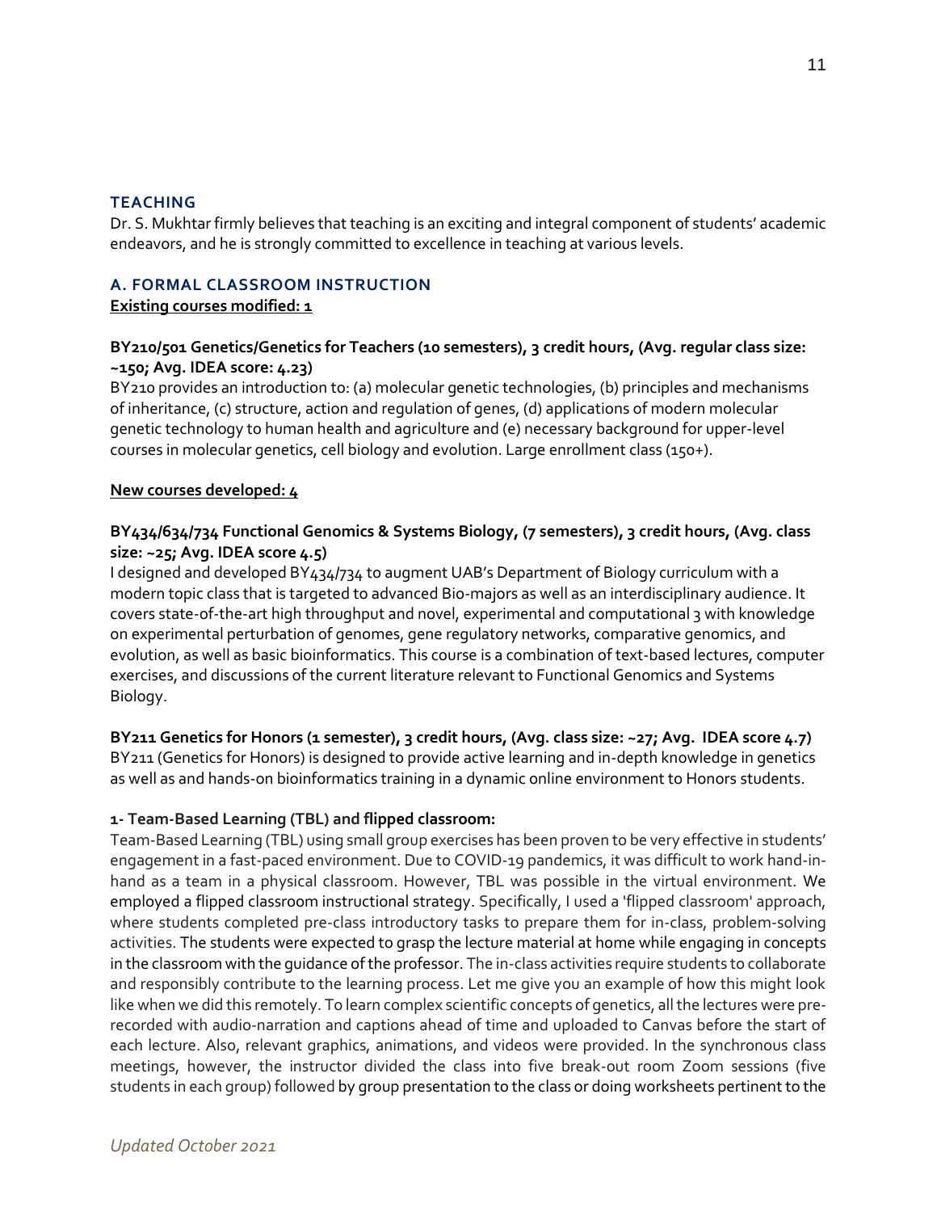## TEACHING

Dr. S. Mukhtar firmly believes that teaching is an exciting and integral component of students' academic endeavors, and he is strongly committed to excellence in teaching at various levels.

### A. FORMAL CLASSROOM INSTRUCTION

**Existing courses modified: 1**

**BY210/501 Genetics/Genetics for Teachers (10 semesters), 3 credit hours, (Avg. regular class size: ~150; Avg. IDEA score: 4.23)**

BY210 provides an introduction to: (a) molecular genetic technologies, (b) principles and mechanisms of inheritance, (c) structure, action and regulation of genes, (d) applications of modern molecular genetic technology to human health and agriculture and (e) necessary background for upper-level courses in molecular genetics, cell biology and evolution. Large enrollment class (150+).

**New courses developed: 4**

**BY434/634/734 Functional Genomics & Systems Biology, (7 semesters), 3 credit hours, (Avg. class size: ~25; Avg. IDEA score 4.5)**

I designed and developed BY434/734 to augment UAB's Department of Biology curriculum with a modern topic class that is targeted to advanced Bio-majors as well as an interdisciplinary audience. It covers state-of-the-art high throughput and novel, experimental and computational 3 with knowledge on experimental perturbation of genomes, gene regulatory networks, comparative genomics, and evolution, as well as basic bioinformatics. This course is a combination of text-based lectures, computer exercises, and discussions of the current literature relevant to Functional Genomics and Systems Biology.

**BY211 Genetics for Honors (1 semester), 3 credit hours, (Avg. class size: ~27; Avg. IDEA score 4.7)**

BY211 (Genetics for Honors) is designed to provide active learning and in-depth knowledge in genetics as well as and hands-on bioinformatics training in a dynamic online environment to Honors students.

**1- Team-Based Learning (TBL) and flipped classroom:**

Team-Based Learning (TBL) using small group exercises has been proven to be very effective in students' engagement in a fast-paced environment. Due to COVID-19 pandemics, it was difficult to work hand-in-hand as a team in a physical classroom. However, TBL was possible in the virtual environment. We employed a flipped classroom instructional strategy. Specifically, I used a 'flipped classroom' approach, where students completed pre-class introductory tasks to prepare them for in-class, problem-solving activities. The students were expected to grasp the lecture material at home while engaging in concepts in the classroom with the guidance of the professor. The in-class activities require students to collaborate and responsibly contribute to the learning process. Let me give you an example of how this might look like when we did this remotely. To learn complex scientific concepts of genetics, all the lectures were pre-recorded with audio-narration and captions ahead of time and uploaded to Canvas before the start of each lecture. Also, relevant graphics, animations, and videos were provided. In the synchronous class meetings, however, the instructor divided the class into five break-out room Zoom sessions (five students in each group) followed by group presentation to the class or doing worksheets pertinent to the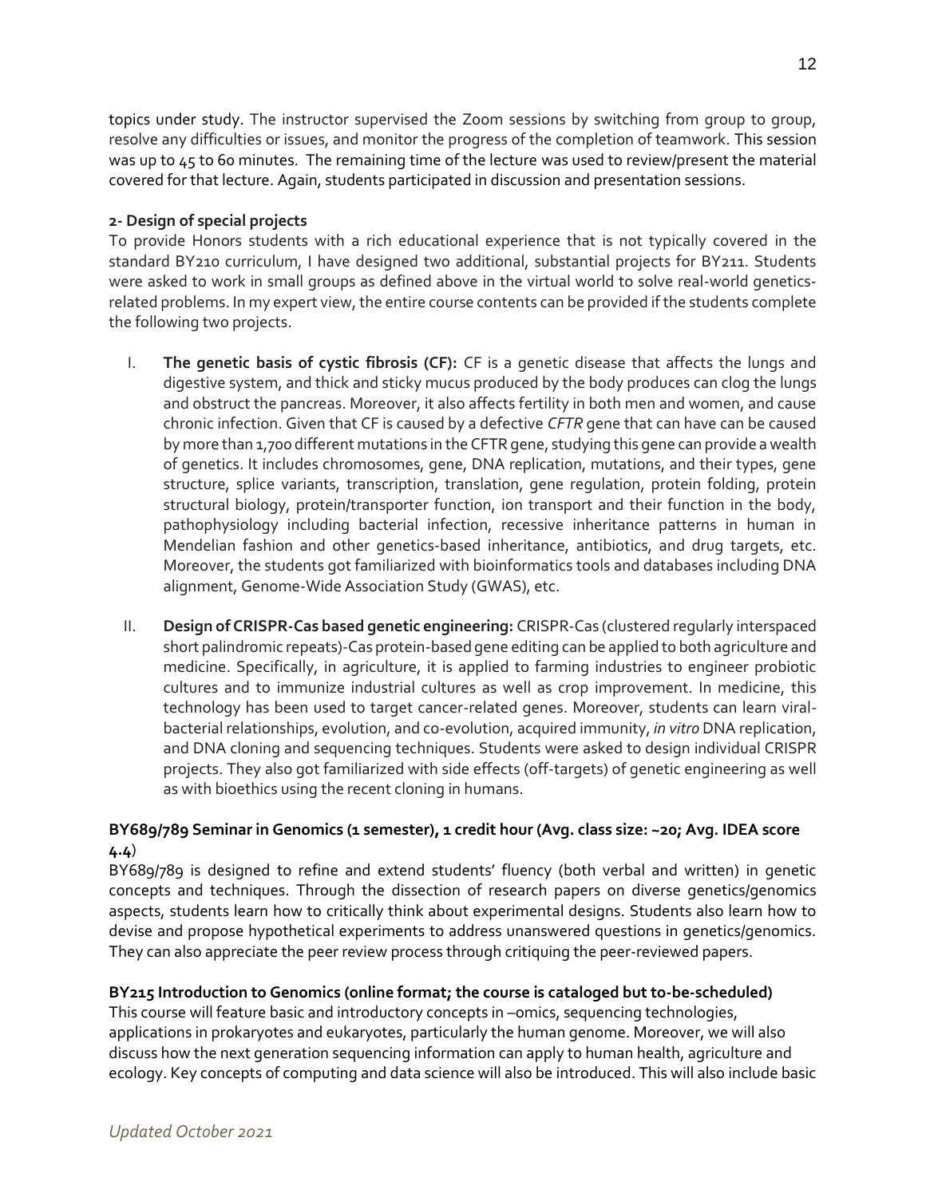topics under study. The instructor supervised the Zoom sessions by switching from group to group, resolve any difficulties or issues, and monitor the progress of the completion of teamwork. This session was up to 45 to 60 minutes. The remaining time of the lecture was used to review/present the material covered for that lecture. Again, students participated in discussion and presentation sessions.

**2- Design of special projects**

To provide Honors students with a rich educational experience that is not typically covered in the standard BY210 curriculum, I have designed two additional, substantial projects for BY211. Students were asked to work in small groups as defined above in the virtual world to solve real-world genetics-related problems. In my expert view, the entire course contents can be provided if the students complete the following two projects.

I. **The genetic basis of cystic fibrosis (CF):** CF is a genetic disease that affects the lungs and digestive system, and thick and sticky mucus produced by the body produces can clog the lungs and obstruct the pancreas. Moreover, it also affects fertility in both men and women, and cause chronic infection. Given that CF is caused by a defective *CFTR* gene that can have can be caused by more than 1,700 different mutations in the CFTR gene, studying this gene can provide a wealth of genetics. It includes chromosomes, gene, DNA replication, mutations, and their types, gene structure, splice variants, transcription, translation, gene regulation, protein folding, protein structural biology, protein/transporter function, ion transport and their function in the body, pathophysiology including bacterial infection, recessive inheritance patterns in human in Mendelian fashion and other genetics-based inheritance, antibiotics, and drug targets, etc. Moreover, the students got familiarized with bioinformatics tools and databases including DNA alignment, Genome-Wide Association Study (GWAS), etc.

II. **Design of CRISPR-Cas based genetic engineering:** CRISPR-Cas (clustered regularly interspaced short palindromic repeats)-Cas protein-based gene editing can be applied to both agriculture and medicine. Specifically, in agriculture, it is applied to farming industries to engineer probiotic cultures and to immunize industrial cultures as well as crop improvement. In medicine, this technology has been used to target cancer-related genes. Moreover, students can learn viral-bacterial relationships, evolution, and co-evolution, acquired immunity, *in vitro* DNA replication, and DNA cloning and sequencing techniques. Students were asked to design individual CRISPR projects. They also got familiarized with side effects (off-targets) of genetic engineering as well as with bioethics using the recent cloning in humans.

**BY689/789 Seminar in Genomics (1 semester), 1 credit hour (Avg. class size: ~20; Avg. IDEA score 4.4)**

BY689/789 is designed to refine and extend students' fluency (both verbal and written) in genetic concepts and techniques. Through the dissection of research papers on diverse genetics/genomics aspects, students learn how to critically think about experimental designs. Students also learn how to devise and propose hypothetical experiments to address unanswered questions in genetics/genomics. They can also appreciate the peer review process through critiquing the peer-reviewed papers.

**BY215 Introduction to Genomics (online format; the course is cataloged but to-be-scheduled)**

This course will feature basic and introductory concepts in –omics, sequencing technologies, applications in prokaryotes and eukaryotes, particularly the human genome. Moreover, we will also discuss how the next generation sequencing information can apply to human health, agriculture and ecology. Key concepts of computing and data science will also be introduced. This will also include basic

*Updated October 2021*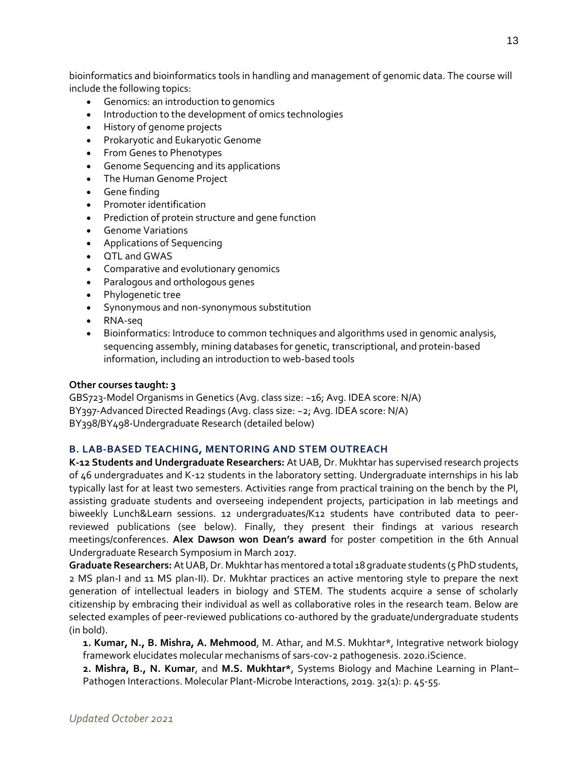bioinformatics and bioinformatics tools in handling and management of genomic data. The course will include the following topics:

- Genomics: an introduction to genomics
- Introduction to the development of omics technologies
- History of genome projects
- Prokaryotic and Eukaryotic Genome
- From Genes to Phenotypes
- Genome Sequencing and its applications
- The Human Genome Project
- Gene finding
- Promoter identification
- Prediction of protein structure and gene function
- Genome Variations
- Applications of Sequencing
- QTL and GWAS
- Comparative and evolutionary genomics
- Paralogous and orthologous genes
- Phylogenetic tree
- Synonymous and non-synonymous substitution
- RNA-seq
- Bioinformatics: Introduce to common techniques and algorithms used in genomic analysis, sequencing assembly, mining databases for genetic, transcriptional, and protein-based information, including an introduction to web-based tools

**Other courses taught: 3**

GBS723-Model Organisms in Genetics (Avg. class size: ~16; Avg. IDEA score: N/A)
BY397-Advanced Directed Readings (Avg. class size: ~2; Avg. IDEA score: N/A)
BY398/BY498-Undergraduate Research (detailed below)

### B. LAB-BASED TEACHING, MENTORING AND STEM OUTREACH

**K-12 Students and Undergraduate Researchers:** At UAB, Dr. Mukhtar has supervised research projects of 46 undergraduates and K-12 students in the laboratory setting. Undergraduate internships in his lab typically last for at least two semesters. Activities range from practical training on the bench by the PI, assisting graduate students and overseeing independent projects, participation in lab meetings and biweekly Lunch&Learn sessions. 12 undergraduates/K12 students have contributed data to peer-reviewed publications (see below). Finally, they present their findings at various research meetings/conferences. **Alex Dawson won Dean's award** for poster competition in the 6th Annual Undergraduate Research Symposium in March 2017.

**Graduate Researchers:** At UAB, Dr. Mukhtar has mentored a total 18 graduate students (5 PhD students, 2 MS plan-I and 11 MS plan-II). Dr. Mukhtar practices an active mentoring style to prepare the next generation of intellectual leaders in biology and STEM. The students acquire a sense of scholarly citizenship by embracing their individual as well as collaborative roles in the research team. Below are selected examples of peer-reviewed publications co-authored by the graduate/undergraduate students (in bold).

**1. Kumar, N., B. Mishra, A. Mehmood**, M. Athar, and M.S. Mukhtar*, Integrative network biology framework elucidates molecular mechanisms of sars-cov-2 pathogenesis. 2020.iScience.

**2. Mishra, B., N. Kumar**, and **M.S. Mukhtar***, Systems Biology and Machine Learning in Plant–Pathogen Interactions. Molecular Plant-Microbe Interactions, 2019. 32(1): p. 45-55.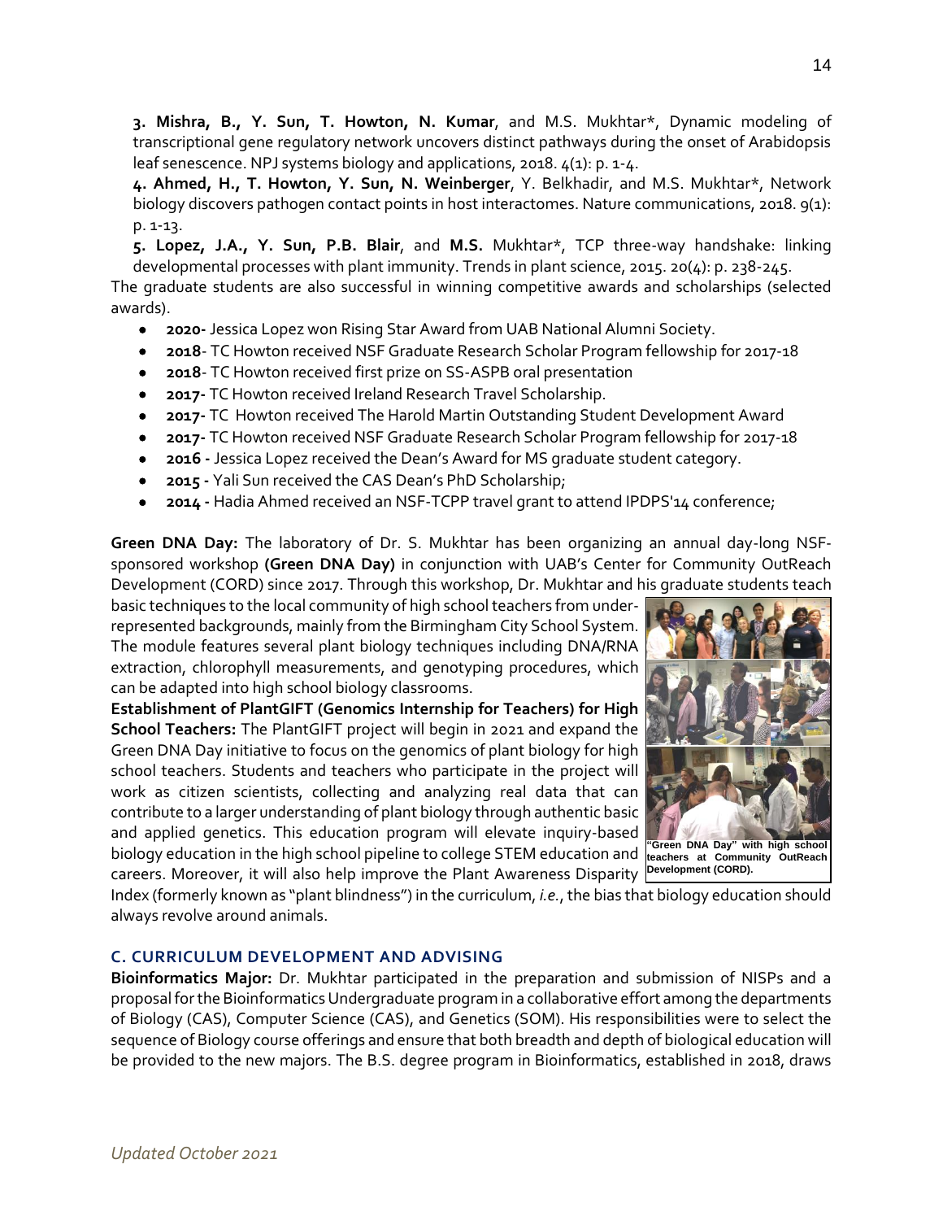**3. Mishra, B., Y. Sun, T. Howton, N. Kumar**, and M.S. Mukhtar*, Dynamic modeling of transcriptional gene regulatory network uncovers distinct pathways during the onset of Arabidopsis leaf senescence. NPJ systems biology and applications, 2018. 4(1): p. 1-4.

**4. Ahmed, H., T. Howton, Y. Sun, N. Weinberger**, Y. Belkhadir, and M.S. Mukhtar*, Network biology discovers pathogen contact points in host interactomes. Nature communications, 2018. 9(1): p. 1-13.

**5. Lopez, J.A., Y. Sun, P.B. Blair**, and **M.S.** Mukhtar*, TCP three-way handshake: linking developmental processes with plant immunity. Trends in plant science, 2015. 20(4): p. 238-245.

The graduate students are also successful in winning competitive awards and scholarships (selected awards).

- **2020-** Jessica Lopez won Rising Star Award from UAB National Alumni Society.
- **2018**- TC Howton received NSF Graduate Research Scholar Program fellowship for 2017-18
- **2018**- TC Howton received first prize on SS-ASPB oral presentation
- **2017-** TC Howton received Ireland Research Travel Scholarship.
- **2017-** TC Howton received The Harold Martin Outstanding Student Development Award
- **2017-** TC Howton received NSF Graduate Research Scholar Program fellowship for 2017-18
- **2016 -** Jessica Lopez received the Dean's Award for MS graduate student category.
- **2015 -** Yali Sun received the CAS Dean's PhD Scholarship;
- **2014 -** Hadia Ahmed received an NSF-TCPP travel grant to attend IPDPS'14 conference;

**Green DNA Day:** The laboratory of Dr. S. Mukhtar has been organizing an annual day-long NSF-sponsored workshop **(Green DNA Day)** in conjunction with UAB's Center for Community OutReach Development (CORD) since 2017. Through this workshop, Dr. Mukhtar and his graduate students teach basic techniques to the local community of high school teachers from under-represented backgrounds, mainly from the Birmingham City School System. The module features several plant biology techniques including DNA/RNA extraction, chlorophyll measurements, and genotyping procedures, which can be adapted into high school biology classrooms.

**Establishment of PlantGIFT (Genomics Internship for Teachers) for High School Teachers:** The PlantGIFT project will begin in 2021 and expand the Green DNA Day initiative to focus on the genomics of plant biology for high school teachers. Students and teachers who participate in the project will work as citizen scientists, collecting and analyzing real data that can contribute to a larger understanding of plant biology through authentic basic and applied genetics. This education program will elevate inquiry-based biology education in the high school pipeline to college STEM education and careers. Moreover, it will also help improve the Plant Awareness Disparity Index (formerly known as "plant blindness") in the curriculum, *i.e.*, the bias that biology education should always revolve around animals.

"Green DNA Day" with high school teachers at Community OutReach Development (CORD).

## C. CURRICULUM DEVELOPMENT AND ADVISING

**Bioinformatics Major:** Dr. Mukhtar participated in the preparation and submission of NISPs and a proposal for the Bioinformatics Undergraduate program in a collaborative effort among the departments of Biology (CAS), Computer Science (CAS), and Genetics (SOM). His responsibilities were to select the sequence of Biology course offerings and ensure that both breadth and depth of biological education will be provided to the new majors. The B.S. degree program in Bioinformatics, established in 2018, draws

*Updated October 2021*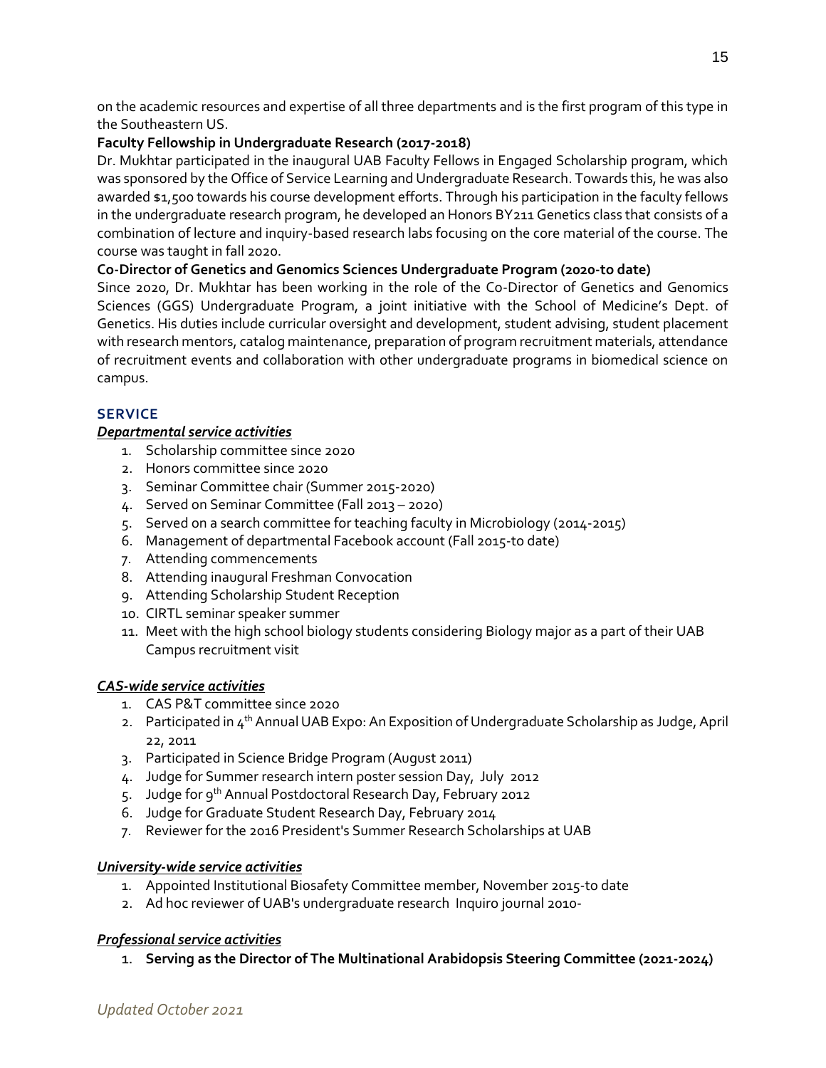on the academic resources and expertise of all three departments and is the first program of this type in the Southeastern US.

**Faculty Fellowship in Undergraduate Research (2017-2018)**

Dr. Mukhtar participated in the inaugural UAB Faculty Fellows in Engaged Scholarship program, which was sponsored by the Office of Service Learning and Undergraduate Research. Towards this, he was also awarded $1,500 towards his course development efforts. Through his participation in the faculty fellows in the undergraduate research program, he developed an Honors BY211 Genetics class that consists of a combination of lecture and inquiry-based research labs focusing on the core material of the course. The course was taught in fall 2020.

**Co-Director of Genetics and Genomics Sciences Undergraduate Program (2020-to date)**

Since 2020, Dr. Mukhtar has been working in the role of the Co-Director of Genetics and Genomics Sciences (GGS) Undergraduate Program, a joint initiative with the School of Medicine's Dept. of Genetics. His duties include curricular oversight and development, student advising, student placement with research mentors, catalog maintenance, preparation of program recruitment materials, attendance of recruitment events and collaboration with other undergraduate programs in biomedical science on campus.

## SERVICE

***Departmental service activities***

1. Scholarship committee since 2020
2. Honors committee since 2020
3. Seminar Committee chair (Summer 2015-2020)
4. Served on Seminar Committee (Fall 2013 – 2020)
5. Served on a search committee for teaching faculty in Microbiology (2014-2015)
6. Management of departmental Facebook account (Fall 2015-to date)
7. Attending commencements
8. Attending inaugural Freshman Convocation
9. Attending Scholarship Student Reception
10. CIRTL seminar speaker summer
11. Meet with the high school biology students considering Biology major as a part of their UAB Campus recruitment visit

***CAS-wide service activities***

1. CAS P&T committee since 2020
2. Participated in 4th Annual UAB Expo: An Exposition of Undergraduate Scholarship as Judge, April 22, 2011
3. Participated in Science Bridge Program (August 2011)
4. Judge for Summer research intern poster session Day, July 2012
5. Judge for 9th Annual Postdoctoral Research Day, February 2012
6. Judge for Graduate Student Research Day, February 2014
7. Reviewer for the 2016 President's Summer Research Scholarships at UAB

***University-wide service activities***

1. Appointed Institutional Biosafety Committee member, November 2015-to date
2. Ad hoc reviewer of UAB's undergraduate research Inquiro journal 2010-

***Professional service activities***

1. **Serving as the Director of The Multinational Arabidopsis Steering Committee (2021-2024)**

*Updated October 2021*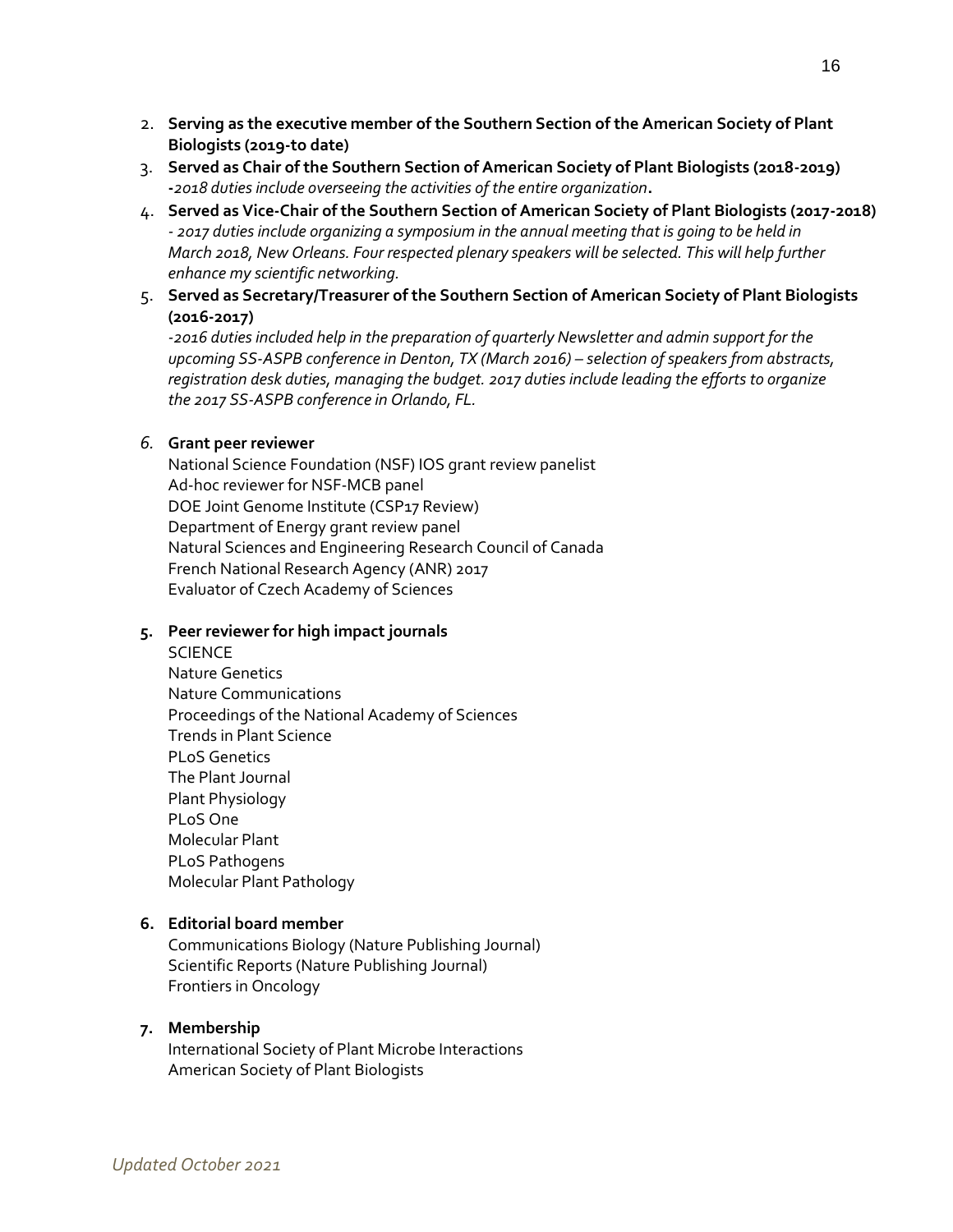2. **Serving as the executive member of the Southern Section of the American Society of Plant Biologists (2019-to date)**
3. **Served as Chair of the Southern Section of American Society of Plant Biologists (2018-2019)**
   *-2018 duties include overseeing the activities of the entire organization*.
4. **Served as Vice-Chair of the Southern Section of American Society of Plant Biologists (2017-2018)**
   *- 2017 duties include organizing a symposium in the annual meeting that is going to be held in March 2018, New Orleans. Four respected plenary speakers will be selected. This will help further enhance my scientific networking.*
5. **Served as Secretary/Treasurer of the Southern Section of American Society of Plant Biologists (2016-2017)**
   *-2016 duties included help in the preparation of quarterly Newsletter and admin support for the upcoming SS-ASPB conference in Denton, TX (March 2016) – selection of speakers from abstracts, registration desk duties, managing the budget. 2017 duties include leading the efforts to organize the 2017 SS-ASPB conference in Orlando, FL.*

*6.* **Grant peer reviewer**
   National Science Foundation (NSF) IOS grant review panelist
   Ad-hoc reviewer for NSF-MCB panel
   DOE Joint Genome Institute (CSP17 Review)
   Department of Energy grant review panel
   Natural Sciences and Engineering Research Council of Canada
   French National Research Agency (ANR) 2017
   Evaluator of Czech Academy of Sciences

**5. Peer reviewer for high impact journals**
   SCIENCE
   Nature Genetics
   Nature Communications
   Proceedings of the National Academy of Sciences
   Trends in Plant Science
   PLoS Genetics
   The Plant Journal
   Plant Physiology
   PLoS One
   Molecular Plant
   PLoS Pathogens
   Molecular Plant Pathology

**6. Editorial board member**
   Communications Biology (Nature Publishing Journal)
   Scientific Reports (Nature Publishing Journal)
   Frontiers in Oncology

**7. Membership**
   International Society of Plant Microbe Interactions
   American Society of Plant Biologists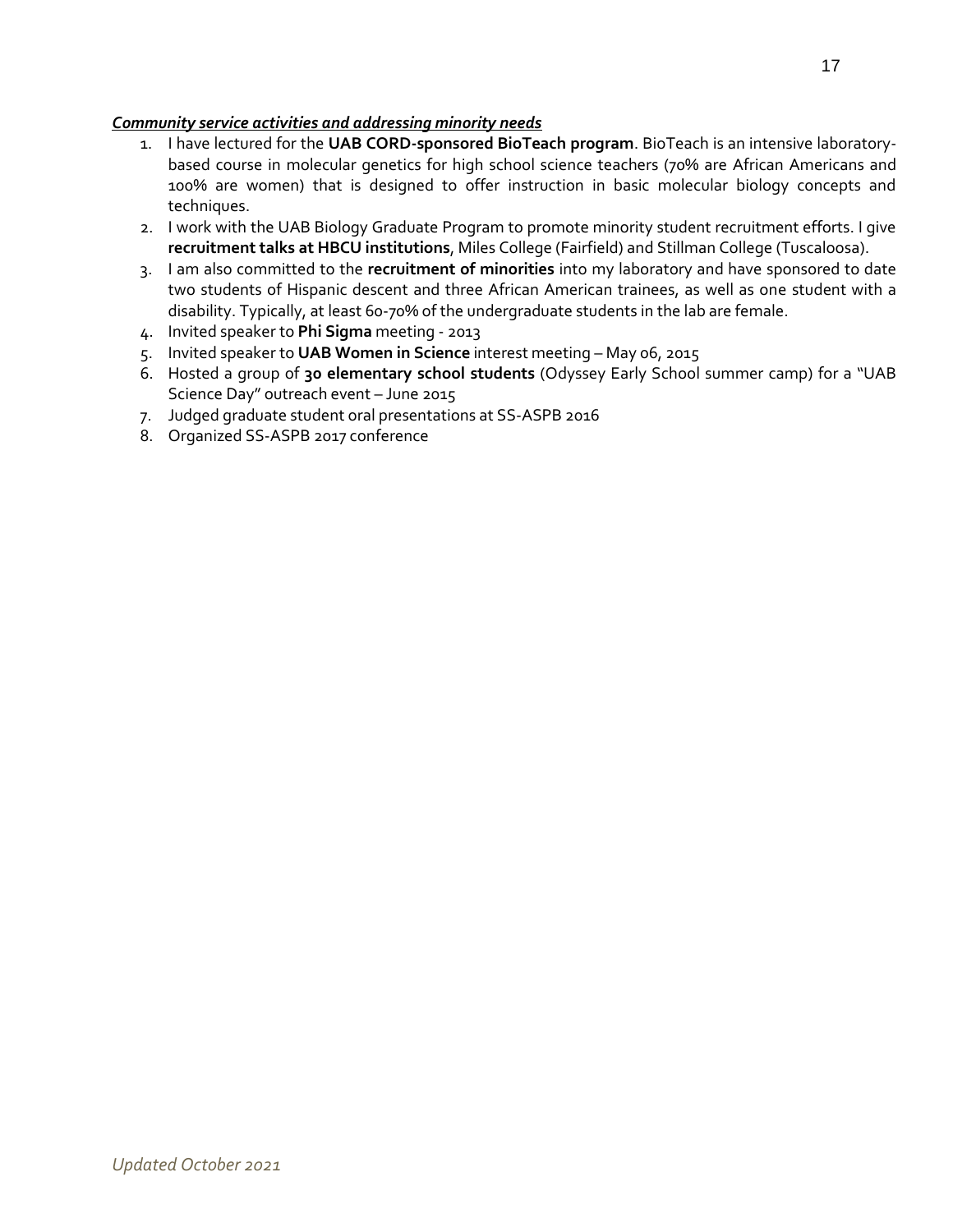***Community service activities and addressing minority needs***

1. I have lectured for the **UAB CORD-sponsored BioTeach program**. BioTeach is an intensive laboratory-based course in molecular genetics for high school science teachers (70% are African Americans and 100% are women) that is designed to offer instruction in basic molecular biology concepts and techniques.
2. I work with the UAB Biology Graduate Program to promote minority student recruitment efforts. I give **recruitment talks at HBCU institutions**, Miles College (Fairfield) and Stillman College (Tuscaloosa).
3. I am also committed to the **recruitment of minorities** into my laboratory and have sponsored to date two students of Hispanic descent and three African American trainees, as well as one student with a disability. Typically, at least 60-70% of the undergraduate students in the lab are female.
4. Invited speaker to **Phi Sigma** meeting - 2013
5. Invited speaker to **UAB Women in Science** interest meeting – May 06, 2015
6. Hosted a group of **30 elementary school students** (Odyssey Early School summer camp) for a "UAB Science Day" outreach event – June 2015
7. Judged graduate student oral presentations at SS-ASPB 2016
8. Organized SS-ASPB 2017 conference

*Updated October 2021*